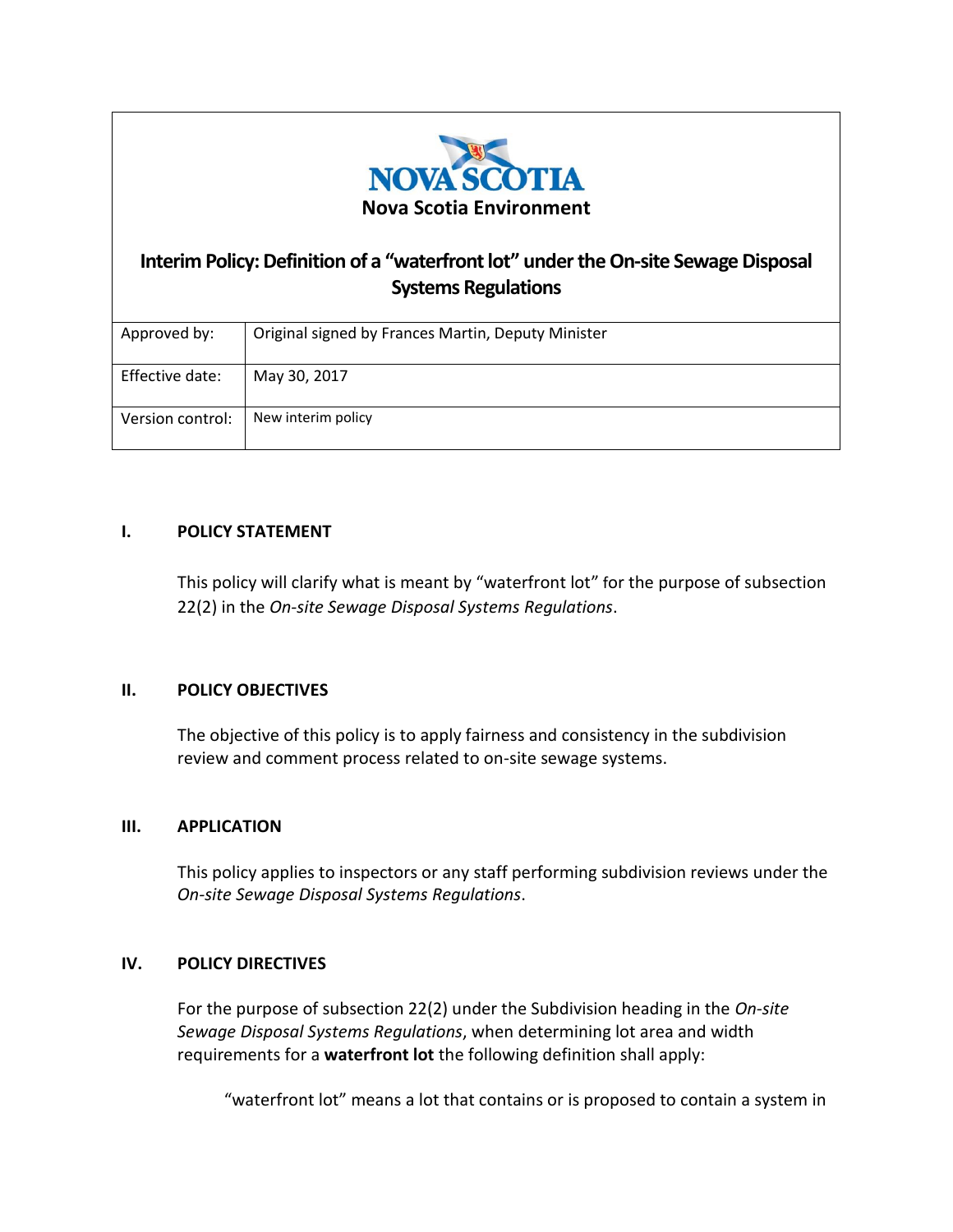NOVA SCOTIA

**Nova Scotia Environment**

# Interim Policy: Definition of a "waterfront lot" under the On-site Sewage Disposal Systems Regulations

| Approved by: | Original signed by Frances Martin, Deputy Minister |
|---|---|
| Effective date: | May 30, 2017 |
| Version control: | New interim policy |

## I. POLICY STATEMENT

This policy will clarify what is meant by "waterfront lot" for the purpose of subsection 22(2) in the *On-site Sewage Disposal Systems Regulations*.

## II. POLICY OBJECTIVES

The objective of this policy is to apply fairness and consistency in the subdivision review and comment process related to on-site sewage systems.

## III. APPLICATION

This policy applies to inspectors or any staff performing subdivision reviews under the *On-site Sewage Disposal Systems Regulations*.

## IV. POLICY DIRECTIVES

For the purpose of subsection 22(2) under the Subdivision heading in the *On-site Sewage Disposal Systems Regulations*, when determining lot area and width requirements for a **waterfront lot** the following definition shall apply:

"waterfront lot" means a lot that contains or is proposed to contain a system in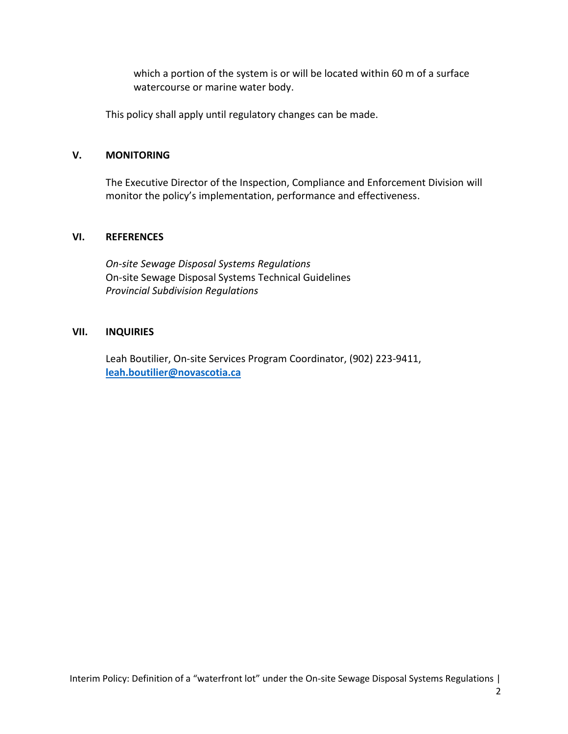which a portion of the system is or will be located within 60 m of a surface watercourse or marine water body.

This policy shall apply until regulatory changes can be made.

## V. MONITORING

The Executive Director of the Inspection, Compliance and Enforcement Division will monitor the policy's implementation, performance and effectiveness.

## VI. REFERENCES

*On-site Sewage Disposal Systems Regulations*
On-site Sewage Disposal Systems Technical Guidelines
*Provincial Subdivision Regulations*

## VII. INQUIRIES

Leah Boutilier, On-site Services Program Coordinator, (902) 223-9411, **leah.boutilier@novascotia.ca**